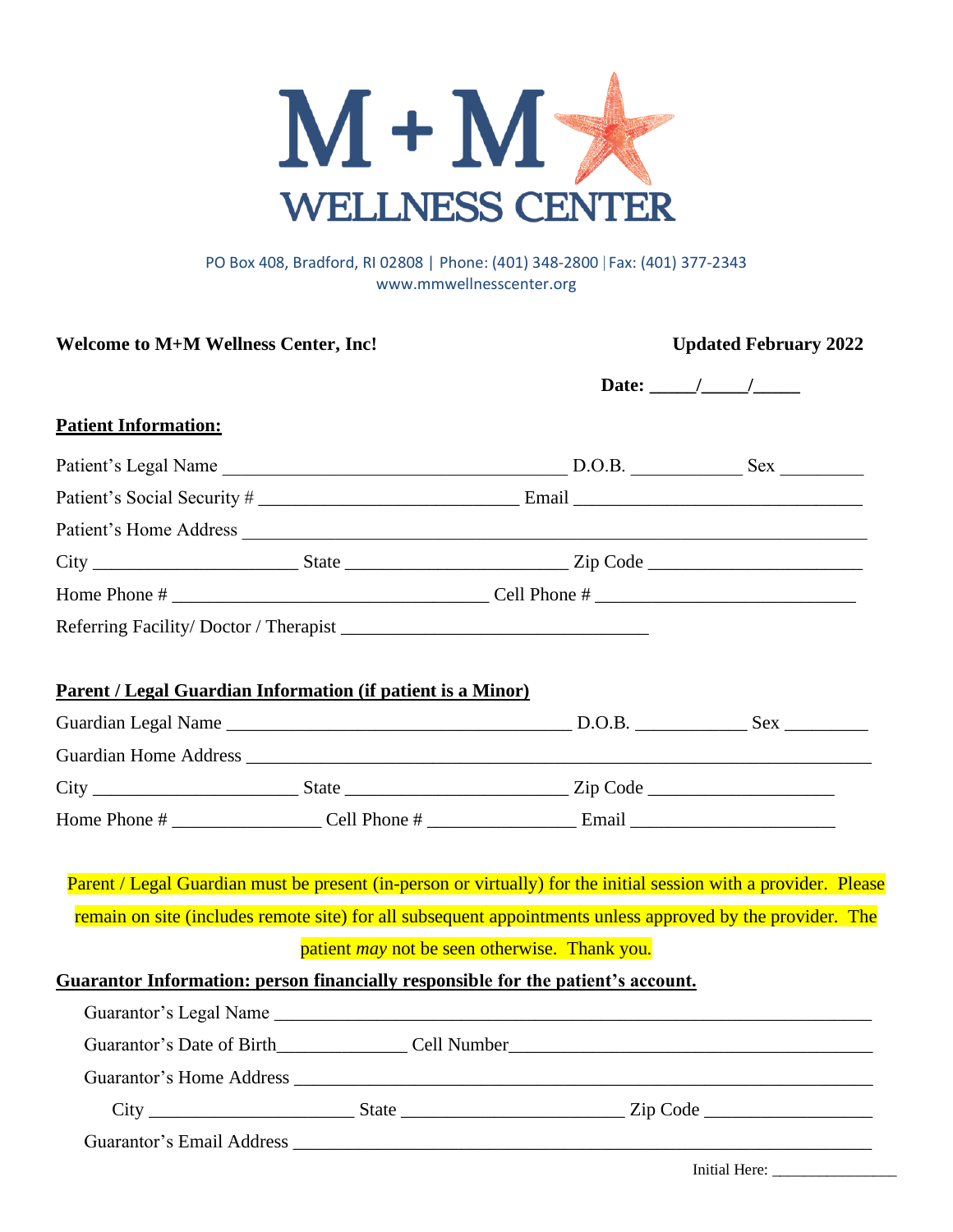# M + M WELLNESS CENTER

PO Box 408, Bradford, RI 02808 | Phone: (401) 348-2800 | Fax: (401) 377-2343
www.mmwellnesscenter.org

**Welcome to M+M Wellness Center, Inc!** **Updated February 2022**

**Date: _____/_____/_____**

**Patient Information:**

Patient's Legal Name ______________________________________ D.O.B. ____________ Sex _________

Patient's Social Security # ____________________________ Email ________________________________

Patient's Home Address _____________________________________________________________________

City ______________________ State ________________________ Zip Code _______________________

Home Phone # __________________________________ Cell Phone # ____________________________

Referring Facility/ Doctor / Therapist _________________________________

**Parent / Legal Guardian Information (if patient is a Minor)**

Guardian Legal Name ______________________________________ D.O.B. ____________ Sex _________

Guardian Home Address _____________________________________________________________________

City ______________________ State ________________________ Zip Code ____________________

Home Phone # ________________ Cell Phone # ________________ Email ______________________

Parent / Legal Guardian must be present (in-person or virtually) for the initial session with a provider. Please remain on site (includes remote site) for all subsequent appointments unless approved by the provider. The patient *may* not be seen otherwise. Thank you.

**Guarantor Information: person financially responsible for the patient's account.**

Guarantor's Legal Name ______________________________________________________________

Guarantor's Date of Birth______________ Cell Number________________________________________

Guarantor's Home Address ____________________________________________________________

City ______________________ State ________________________ Zip Code __________________

Guarantor's Email Address ____________________________________________________________

Initial Here: ________________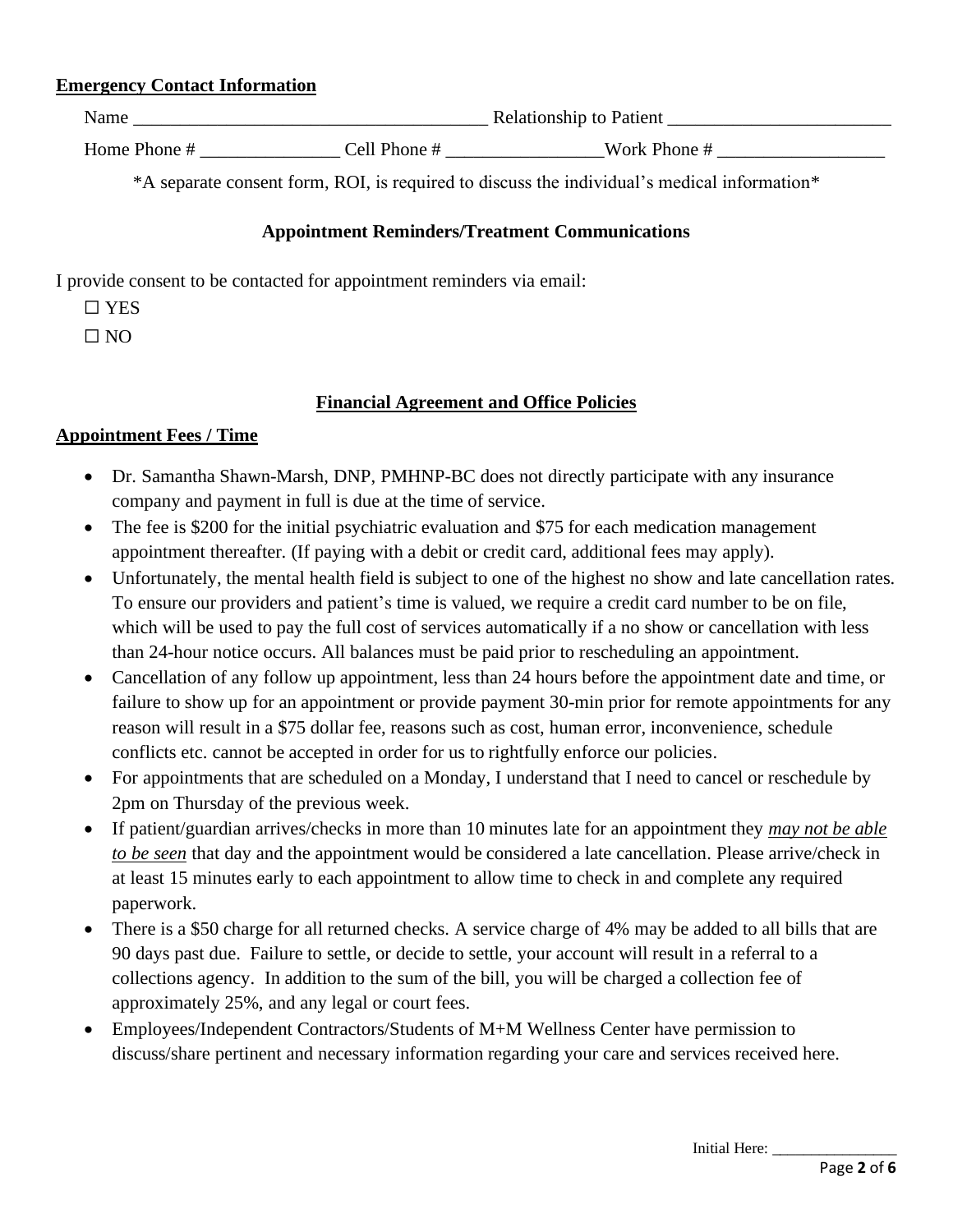**Emergency Contact Information**

Name ______________________________________ Relationship to Patient ________________________

Home Phone # _______________ Cell Phone # _________________Work Phone # __________________

*A separate consent form, ROI, is required to discuss the individual's medical information*

**Appointment Reminders/Treatment Communications**

I provide consent to be contacted for appointment reminders via email:

☐ YES

☐ NO

**Financial Agreement and Office Policies**

**Appointment Fees / Time**

- Dr. Samantha Shawn-Marsh, DNP, PMHNP-BC does not directly participate with any insurance company and payment in full is due at the time of service.
- The fee is $200 for the initial psychiatric evaluation and $75 for each medication management appointment thereafter. (If paying with a debit or credit card, additional fees may apply).
- Unfortunately, the mental health field is subject to one of the highest no show and late cancellation rates. To ensure our providers and patient's time is valued, we require a credit card number to be on file, which will be used to pay the full cost of services automatically if a no show or cancellation with less than 24-hour notice occurs. All balances must be paid prior to rescheduling an appointment.
- Cancellation of any follow up appointment, less than 24 hours before the appointment date and time, or failure to show up for an appointment or provide payment 30-min prior for remote appointments for any reason will result in a $75 dollar fee, reasons such as cost, human error, inconvenience, schedule conflicts etc. cannot be accepted in order for us to rightfully enforce our policies.
- For appointments that are scheduled on a Monday, I understand that I need to cancel or reschedule by 2pm on Thursday of the previous week.
- If patient/guardian arrives/checks in more than 10 minutes late for an appointment they ***may not be able to be seen*** that day and the appointment would be considered a late cancellation. Please arrive/check in at least 15 minutes early to each appointment to allow time to check in and complete any required paperwork.
- There is a $50 charge for all returned checks. A service charge of 4% may be added to all bills that are 90 days past due. Failure to settle, or decide to settle, your account will result in a referral to a collections agency. In addition to the sum of the bill, you will be charged a collection fee of approximately 25%, and any legal or court fees.
- Employees/Independent Contractors/Students of M+M Wellness Center have permission to discuss/share pertinent and necessary information regarding your care and services received here.

Initial Here: ________________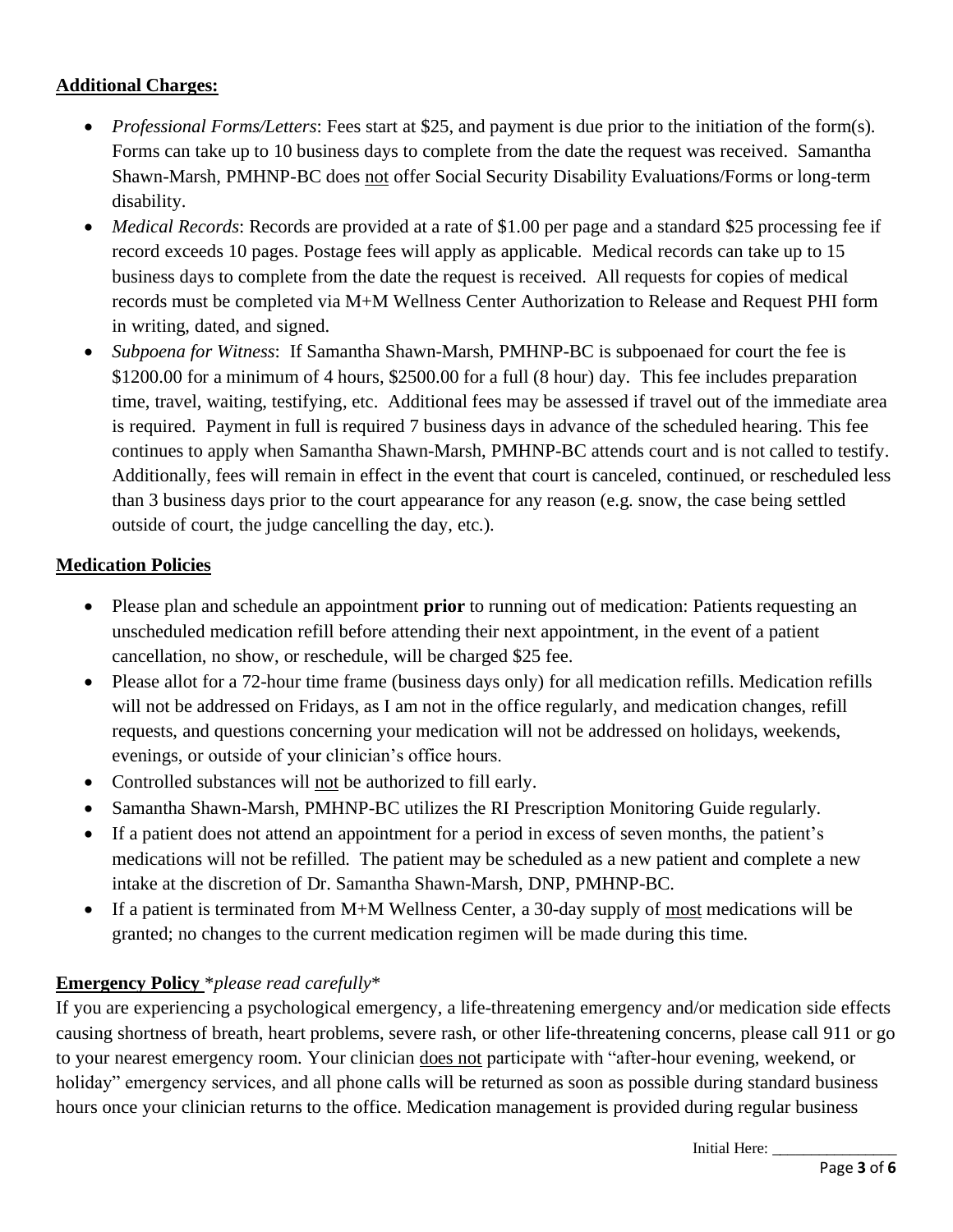**Additional Charges:**

- *Professional Forms/Letters*: Fees start at $25, and payment is due prior to the initiation of the form(s). Forms can take up to 10 business days to complete from the date the request was received. Samantha Shawn-Marsh, PMHNP-BC does not offer Social Security Disability Evaluations/Forms or long-term disability.
- *Medical Records*: Records are provided at a rate of $1.00 per page and a standard $25 processing fee if record exceeds 10 pages. Postage fees will apply as applicable. Medical records can take up to 15 business days to complete from the date the request is received. All requests for copies of medical records must be completed via M+M Wellness Center Authorization to Release and Request PHI form in writing, dated, and signed.
- *Subpoena for Witness*: If Samantha Shawn-Marsh, PMHNP-BC is subpoenaed for court the fee is $1200.00 for a minimum of 4 hours, $2500.00 for a full (8 hour) day. This fee includes preparation time, travel, waiting, testifying, etc. Additional fees may be assessed if travel out of the immediate area is required. Payment in full is required 7 business days in advance of the scheduled hearing. This fee continues to apply when Samantha Shawn-Marsh, PMHNP-BC attends court and is not called to testify. Additionally, fees will remain in effect in the event that court is canceled, continued, or rescheduled less than 3 business days prior to the court appearance for any reason (e.g. snow, the case being settled outside of court, the judge cancelling the day, etc.).

**Medication Policies**

- Please plan and schedule an appointment **prior** to running out of medication: Patients requesting an unscheduled medication refill before attending their next appointment, in the event of a patient cancellation, no show, or reschedule, will be charged $25 fee.
- Please allot for a 72-hour time frame (business days only) for all medication refills. Medication refills will not be addressed on Fridays, as I am not in the office regularly, and medication changes, refill requests, and questions concerning your medication will not be addressed on holidays, weekends, evenings, or outside of your clinician's office hours.
- Controlled substances will not be authorized to fill early.
- Samantha Shawn-Marsh, PMHNP-BC utilizes the RI Prescription Monitoring Guide regularly.
- If a patient does not attend an appointment for a period in excess of seven months, the patient's medications will not be refilled. The patient may be scheduled as a new patient and complete a new intake at the discretion of Dr. Samantha Shawn-Marsh, DNP, PMHNP-BC.
- If a patient is terminated from M+M Wellness Center, a 30-day supply of most medications will be granted; no changes to the current medication regimen will be made during this time.

**Emergency Policy** \**please read carefully*\*

If you are experiencing a psychological emergency, a life-threatening emergency and/or medication side effects causing shortness of breath, heart problems, severe rash, or other life-threatening concerns, please call 911 or go to your nearest emergency room. Your clinician does not participate with "after-hour evening, weekend, or holiday" emergency services, and all phone calls will be returned as soon as possible during standard business hours once your clinician returns to the office. Medication management is provided during regular business

Initial Here: ________________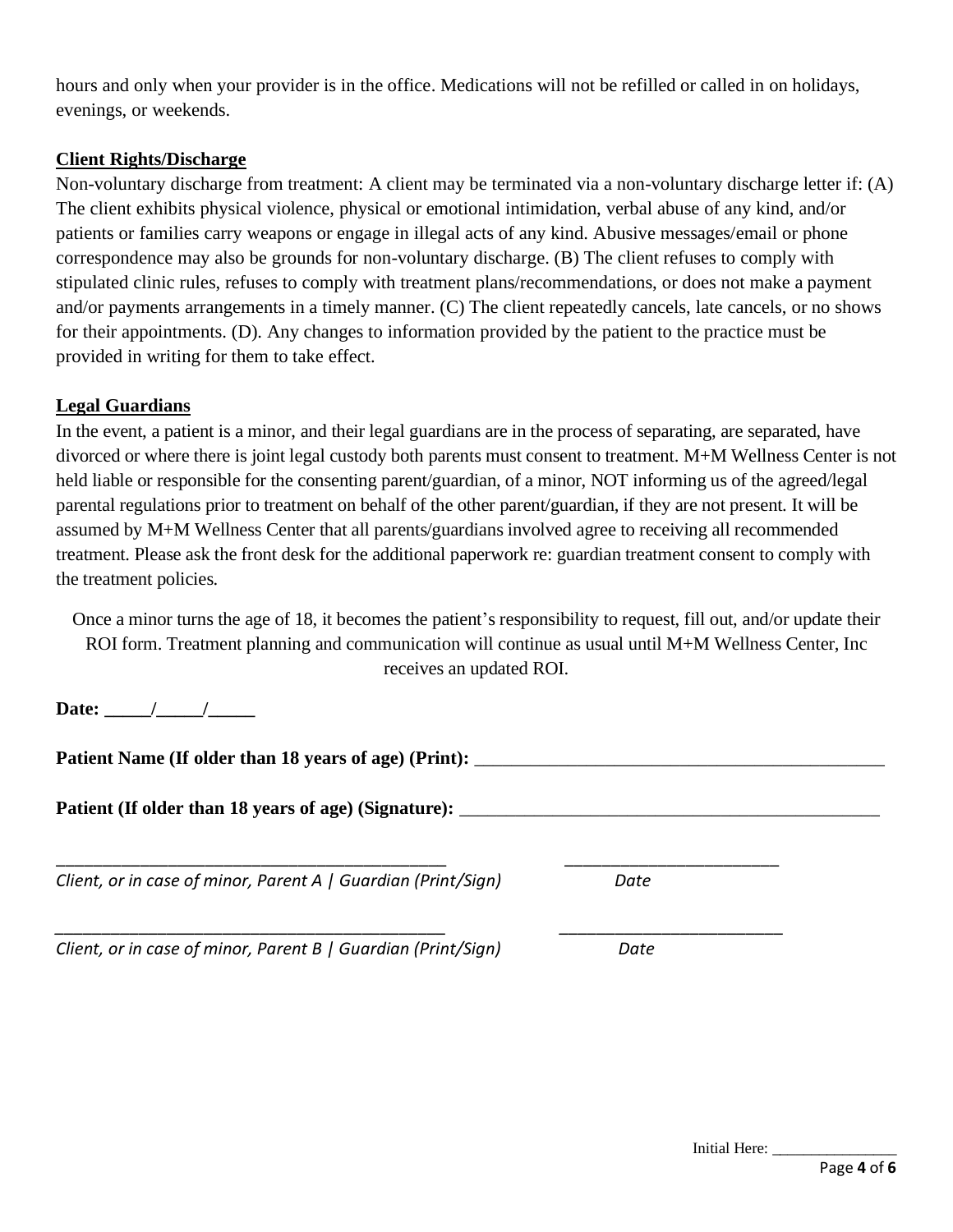hours and only when your provider is in the office. Medications will not be refilled or called in on holidays, evenings, or weekends.

**Client Rights/Discharge**

Non-voluntary discharge from treatment: A client may be terminated via a non-voluntary discharge letter if: (A) The client exhibits physical violence, physical or emotional intimidation, verbal abuse of any kind, and/or patients or families carry weapons or engage in illegal acts of any kind. Abusive messages/email or phone correspondence may also be grounds for non-voluntary discharge. (B) The client refuses to comply with stipulated clinic rules, refuses to comply with treatment plans/recommendations, or does not make a payment and/or payments arrangements in a timely manner. (C) The client repeatedly cancels, late cancels, or no shows for their appointments. (D). Any changes to information provided by the patient to the practice must be provided in writing for them to take effect.

**Legal Guardians**

In the event, a patient is a minor, and their legal guardians are in the process of separating, are separated, have divorced or where there is joint legal custody both parents must consent to treatment. M+M Wellness Center is not held liable or responsible for the consenting parent/guardian, of a minor, NOT informing us of the agreed/legal parental regulations prior to treatment on behalf of the other parent/guardian, if they are not present. It will be assumed by M+M Wellness Center that all parents/guardians involved agree to receiving all recommended treatment. Please ask the front desk for the additional paperwork re: guardian treatment consent to comply with the treatment policies.

Once a minor turns the age of 18, it becomes the patient's responsibility to request, fill out, and/or update their ROI form. Treatment planning and communication will continue as usual until M+M Wellness Center, Inc receives an updated ROI.

**Date: _____/_____/_____**

**Patient Name (If older than 18 years of age) (Print):** ______________________________________________

**Patient (If older than 18 years of age) (Signature):** ______________________________________________

____________________________________________  ________________________

*Client, or in case of minor, Parent A | Guardian (Print/Sign)*  *Date*

____________________________________________  ________________________

*Client, or in case of minor, Parent B | Guardian (Print/Sign)*  *Date*

Initial Here: ________________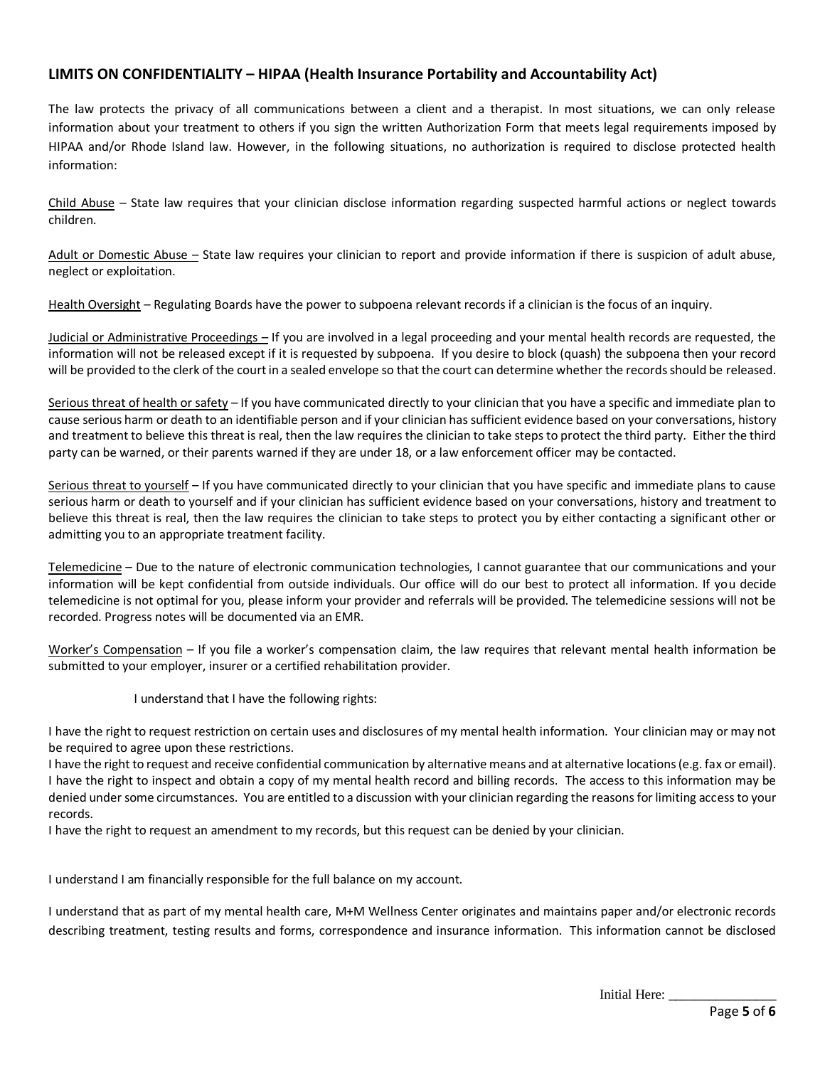## LIMITS ON CONFIDENTIALITY – HIPAA (Health Insurance Portability and Accountability Act)

The law protects the privacy of all communications between a client and a therapist. In most situations, we can only release information about your treatment to others if you sign the written Authorization Form that meets legal requirements imposed by HIPAA and/or Rhode Island law. However, in the following situations, no authorization is required to disclose protected health information:

Child Abuse – State law requires that your clinician disclose information regarding suspected harmful actions or neglect towards children.

Adult or Domestic Abuse – State law requires your clinician to report and provide information if there is suspicion of adult abuse, neglect or exploitation.

Health Oversight – Regulating Boards have the power to subpoena relevant records if a clinician is the focus of an inquiry.

Judicial or Administrative Proceedings – If you are involved in a legal proceeding and your mental health records are requested, the information will not be released except if it is requested by subpoena. If you desire to block (quash) the subpoena then your record will be provided to the clerk of the court in a sealed envelope so that the court can determine whether the records should be released.

Serious threat of health or safety – If you have communicated directly to your clinician that you have a specific and immediate plan to cause serious harm or death to an identifiable person and if your clinician has sufficient evidence based on your conversations, history and treatment to believe this threat is real, then the law requires the clinician to take steps to protect the third party. Either the third party can be warned, or their parents warned if they are under 18, or a law enforcement officer may be contacted.

Serious threat to yourself – If you have communicated directly to your clinician that you have specific and immediate plans to cause serious harm or death to yourself and if your clinician has sufficient evidence based on your conversations, history and treatment to believe this threat is real, then the law requires the clinician to take steps to protect you by either contacting a significant other or admitting you to an appropriate treatment facility.

Telemedicine – Due to the nature of electronic communication technologies, I cannot guarantee that our communications and your information will be kept confidential from outside individuals. Our office will do our best to protect all information. If you decide telemedicine is not optimal for you, please inform your provider and referrals will be provided. The telemedicine sessions will not be recorded. Progress notes will be documented via an EMR.

Worker's Compensation – If you file a worker's compensation claim, the law requires that relevant mental health information be submitted to your employer, insurer or a certified rehabilitation provider.

I understand that I have the following rights:

I have the right to request restriction on certain uses and disclosures of my mental health information. Your clinician may or may not be required to agree upon these restrictions.
I have the right to request and receive confidential communication by alternative means and at alternative locations (e.g. fax or email).
I have the right to inspect and obtain a copy of my mental health record and billing records. The access to this information may be denied under some circumstances. You are entitled to a discussion with your clinician regarding the reasons for limiting access to your records.
I have the right to request an amendment to my records, but this request can be denied by your clinician.

I understand I am financially responsible for the full balance on my account.

I understand that as part of my mental health care, M+M Wellness Center originates and maintains paper and/or electronic records describing treatment, testing results and forms, correspondence and insurance information. This information cannot be disclosed

Initial Here: ________________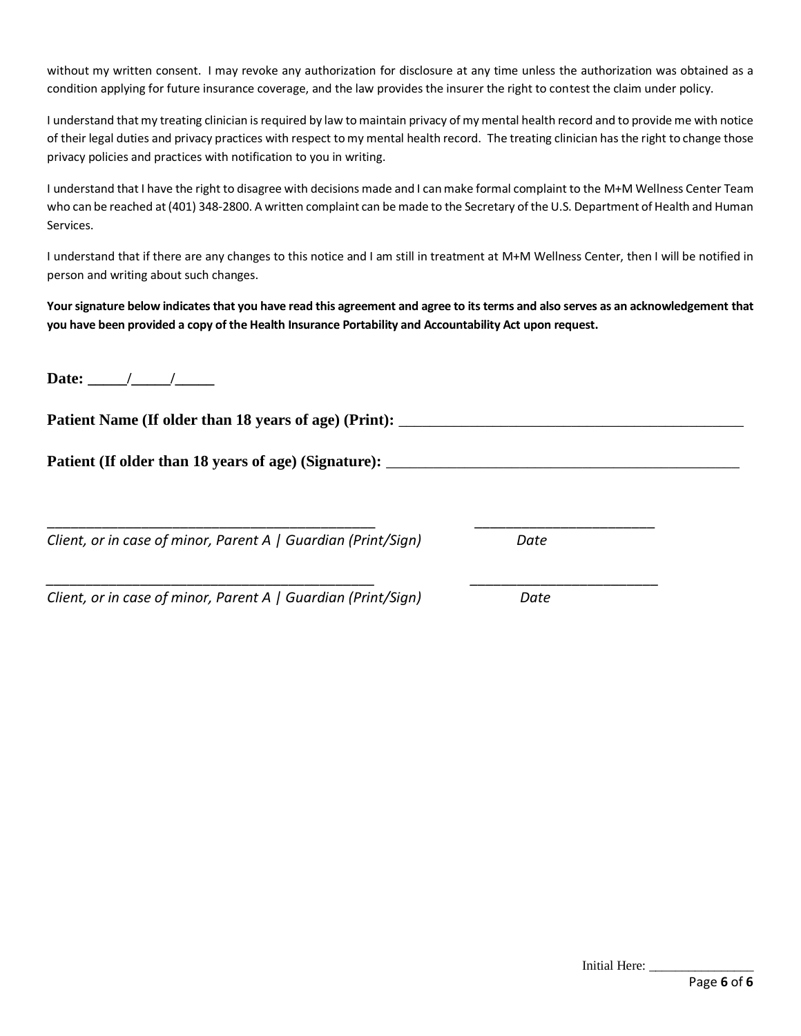without my written consent. I may revoke any authorization for disclosure at any time unless the authorization was obtained as a condition applying for future insurance coverage, and the law provides the insurer the right to contest the claim under policy.

I understand that my treating clinician is required by law to maintain privacy of my mental health record and to provide me with notice of their legal duties and privacy practices with respect to my mental health record. The treating clinician has the right to change those privacy policies and practices with notification to you in writing.

I understand that I have the right to disagree with decisions made and I can make formal complaint to the M+M Wellness Center Team who can be reached at (401) 348-2800. A written complaint can be made to the Secretary of the U.S. Department of Health and Human Services.

I understand that if there are any changes to this notice and I am still in treatment at M+M Wellness Center, then I will be notified in person and writing about such changes.

**Your signature below indicates that you have read this agreement and agree to its terms and also serves as an acknowledgement that you have been provided a copy of the Health Insurance Portability and Accountability Act upon request.**

**Date: _____/_____/_____**

**Patient Name (If older than 18 years of age) (Print):** _______________________________________________

**Patient (If older than 18 years of age) (Signature):** _______________________________________________

_____________________________________________ _________________________

*Client, or in case of minor, Parent A | Guardian (Print/Sign)* *Date*

_____________________________________________ _________________________

*Client, or in case of minor, Parent A | Guardian (Print/Sign)* *Date*

Initial Here: ________________